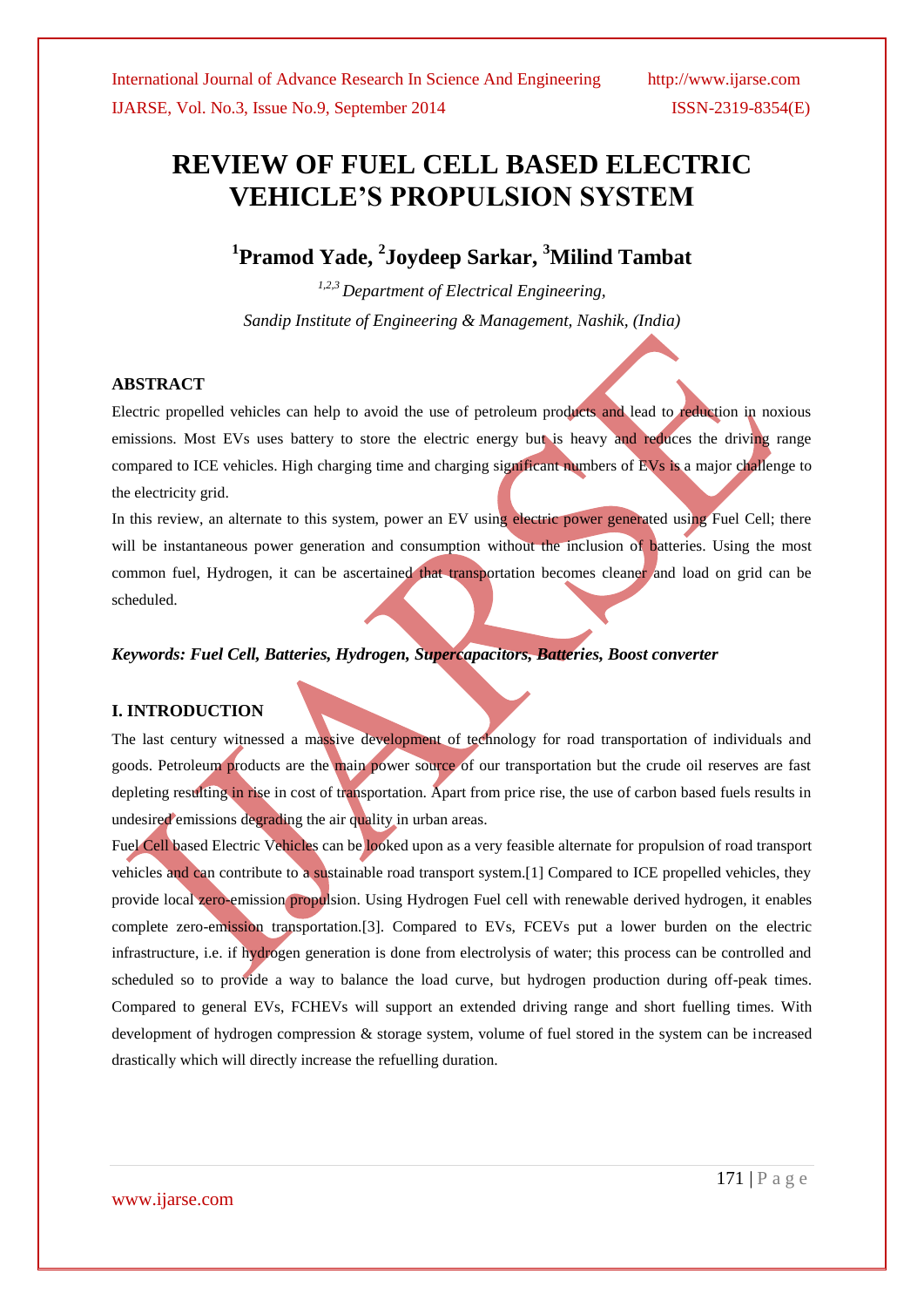# REVIEW OF FUEL CELL BASED ELECTRIC VEHICLE'S PROPULSION SYSTEM

## [1]Pramod Yade, [2]Joydeep Sarkar, [3]Milind Tambat

*[1,2,3] Department of Electrical Engineering,*

*Sandip Institute of Engineering & Management, Nashik, (India)*

### ABSTRACT

Electric propelled vehicles can help to avoid the use of petroleum products and lead to reduction in noxious emissions. Most EVs uses battery to store the electric energy but is heavy and reduces the driving range compared to ICE vehicles. High charging time and charging significant numbers of EVs is a major challenge to the electricity grid.

In this review, an alternate to this system, power an EV using electric power generated using Fuel Cell; there will be instantaneous power generation and consumption without the inclusion of batteries. Using the most common fuel, Hydrogen, it can be ascertained that transportation becomes cleaner and load on grid can be scheduled.

***Keywords: Fuel Cell, Batteries, Hydrogen, Supercapacitors, Batteries, Boost converter***

### I. INTRODUCTION

The last century witnessed a massive development of technology for road transportation of individuals and goods. Petroleum products are the main power source of our transportation but the crude oil reserves are fast depleting resulting in rise in cost of transportation. Apart from price rise, the use of carbon based fuels results in undesired emissions degrading the air quality in urban areas.

Fuel Cell based Electric Vehicles can be looked upon as a very feasible alternate for propulsion of road transport vehicles and can contribute to a sustainable road transport system.[1] Compared to ICE propelled vehicles, they provide local zero-emission propulsion. Using Hydrogen Fuel cell with renewable derived hydrogen, it enables complete zero-emission transportation.[3]. Compared to EVs, FCEVs put a lower burden on the electric infrastructure, i.e. if hydrogen generation is done from electrolysis of water; this process can be controlled and scheduled so to provide a way to balance the load curve, but hydrogen production during off-peak times. Compared to general EVs, FCHEVs will support an extended driving range and short fuelling times. With development of hydrogen compression & storage system, volume of fuel stored in the system can be increased drastically which will directly increase the refuelling duration.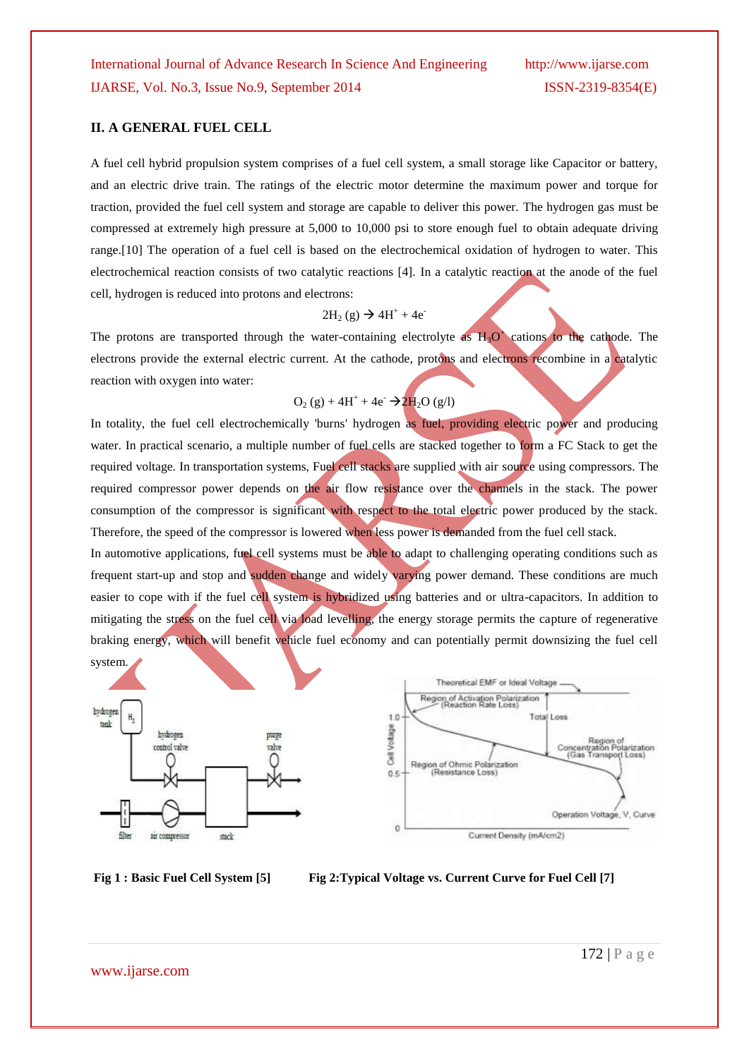## II. A GENERAL FUEL CELL

A fuel cell hybrid propulsion system comprises of a fuel cell system, a small storage like Capacitor or battery, and an electric drive train. The ratings of the electric motor determine the maximum power and torque for traction, provided the fuel cell system and storage are capable to deliver this power. The hydrogen gas must be compressed at extremely high pressure at 5,000 to 10,000 psi to store enough fuel to obtain adequate driving range.[10] The operation of a fuel cell is based on the electrochemical oxidation of hydrogen to water. This electrochemical reaction consists of two catalytic reactions [4]. In a catalytic reaction at the anode of the fuel cell, hydrogen is reduced into protons and electrons:

$$2H_2\,(g) \rightarrow 4H^+ + 4e^-$$

The protons are transported through the water-containing electrolyte as $H_3O^+$ cations to the cathode. The electrons provide the external electric current. At the cathode, protons and electrons recombine in a catalytic reaction with oxygen into water:

$$O_2\,(g) + 4H^+ + 4e^- \rightarrow 2H_2O\,(g/l)$$

In totality, the fuel cell electrochemically 'burns' hydrogen as fuel, providing electric power and producing water. In practical scenario, a multiple number of fuel cells are stacked together to form a FC Stack to get the required voltage. In transportation systems, Fuel cell stacks are supplied with air source using compressors. The required compressor power depends on the air flow resistance over the channels in the stack. The power consumption of the compressor is significant with respect to the total electric power produced by the stack. Therefore, the speed of the compressor is lowered when less power is demanded from the fuel cell stack.

In automotive applications, fuel cell systems must be able to adapt to challenging operating conditions such as frequent start-up and stop and sudden change and widely varying power demand. These conditions are much easier to cope with if the fuel cell system is hybridized using batteries and or ultra-capacitors. In addition to mitigating the stress on the fuel cell via load levelling, the energy storage permits the capture of regenerative braking energy, which will benefit vehicle fuel economy and can potentially permit downsizing the fuel cell system.

**Fig 1 : Basic Fuel Cell System [5]**

**Fig 2:Typical Voltage vs. Current Curve for Fuel Cell [7]**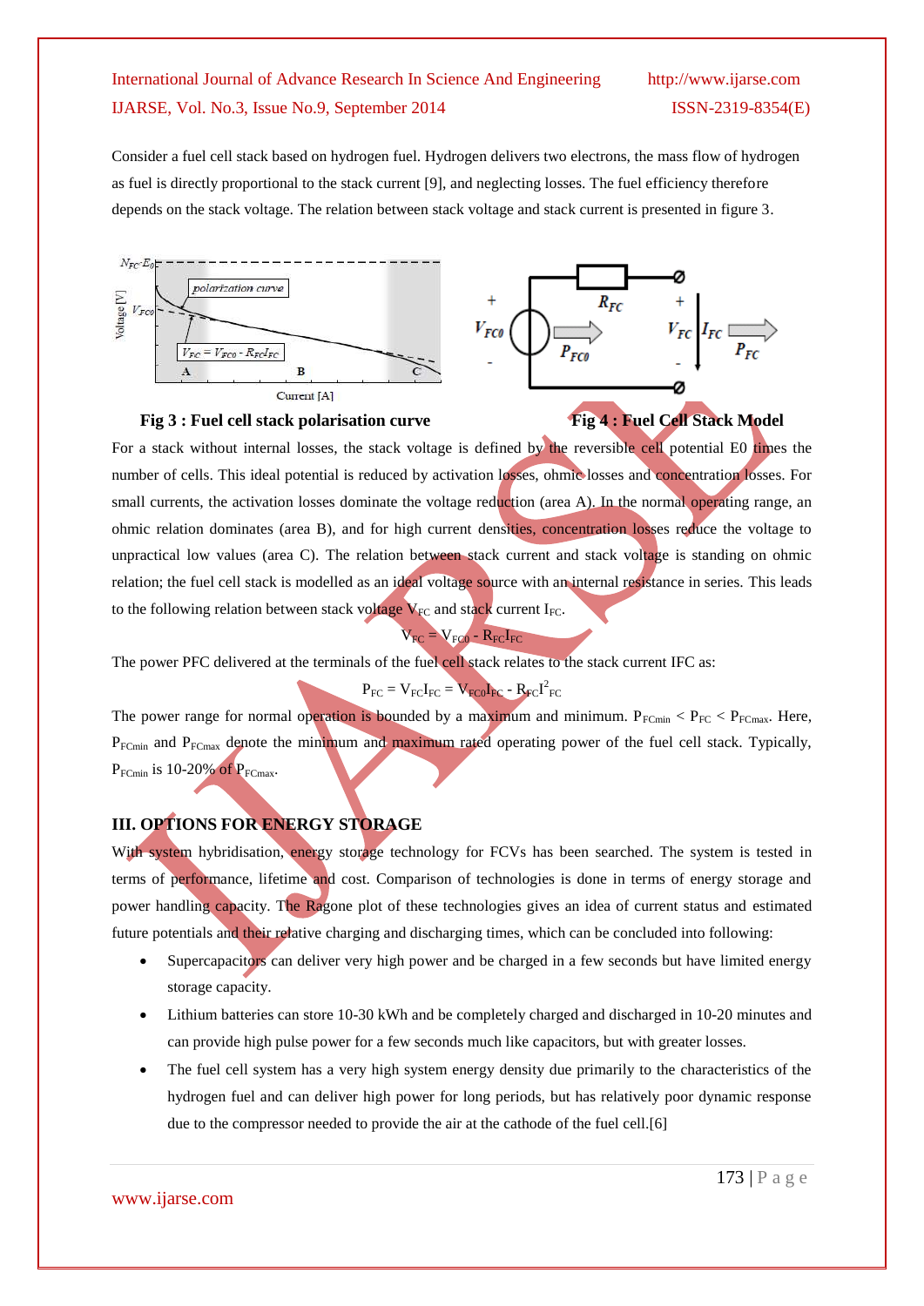Consider a fuel cell stack based on hydrogen fuel. Hydrogen delivers two electrons, the mass flow of hydrogen as fuel is directly proportional to the stack current [9], and neglecting losses. The fuel efficiency therefore depends on the stack voltage. The relation between stack voltage and stack current is presented in figure 3.

**Fig 3 : Fuel cell stack polarisation curve**

**Fig 4 : Fuel Cell Stack Model**

For a stack without internal losses, the stack voltage is defined by the reversible cell potential E0 times the number of cells. This ideal potential is reduced by activation losses, ohmic losses and concentration losses. For small currents, the activation losses dominate the voltage reduction (area A). In the normal operating range, an ohmic relation dominates (area B), and for high current densities, concentration losses reduce the voltage to unpractical low values (area C). The relation between stack current and stack voltage is standing on ohmic relation; the fuel cell stack is modelled as an ideal voltage source with an internal resistance in series. This leads to the following relation between stack voltage $V_{FC}$ and stack current $I_{FC}$.

$$V_{FC} = V_{FC0} - R_{FC}I_{FC}$$

The power PFC delivered at the terminals of the fuel cell stack relates to the stack current IFC as:

$$P_{FC} = V_{FC}I_{FC} = V_{FC0}I_{FC} - R_{FC}I^2_{FC}$$

The power range for normal operation is bounded by a maximum and minimum. $P_{FCmin} < P_{FC} < P_{FCmax}$. Here, $P_{FCmin}$ and $P_{FCmax}$ denote the minimum and maximum rated operating power of the fuel cell stack. Typically, $P_{FCmin}$ is 10-20% of $P_{FCmax}$.

## III. OPTIONS FOR ENERGY STORAGE

With system hybridisation, energy storage technology for FCVs has been searched. The system is tested in terms of performance, lifetime and cost. Comparison of technologies is done in terms of energy storage and power handling capacity. The Ragone plot of these technologies gives an idea of current status and estimated future potentials and their relative charging and discharging times, which can be concluded into following:

- Supercapacitors can deliver very high power and be charged in a few seconds but have limited energy storage capacity.
- Lithium batteries can store 10-30 kWh and be completely charged and discharged in 10-20 minutes and can provide high pulse power for a few seconds much like capacitors, but with greater losses.
- The fuel cell system has a very high system energy density due primarily to the characteristics of the hydrogen fuel and can deliver high power for long periods, but has relatively poor dynamic response due to the compressor needed to provide the air at the cathode of the fuel cell.[6]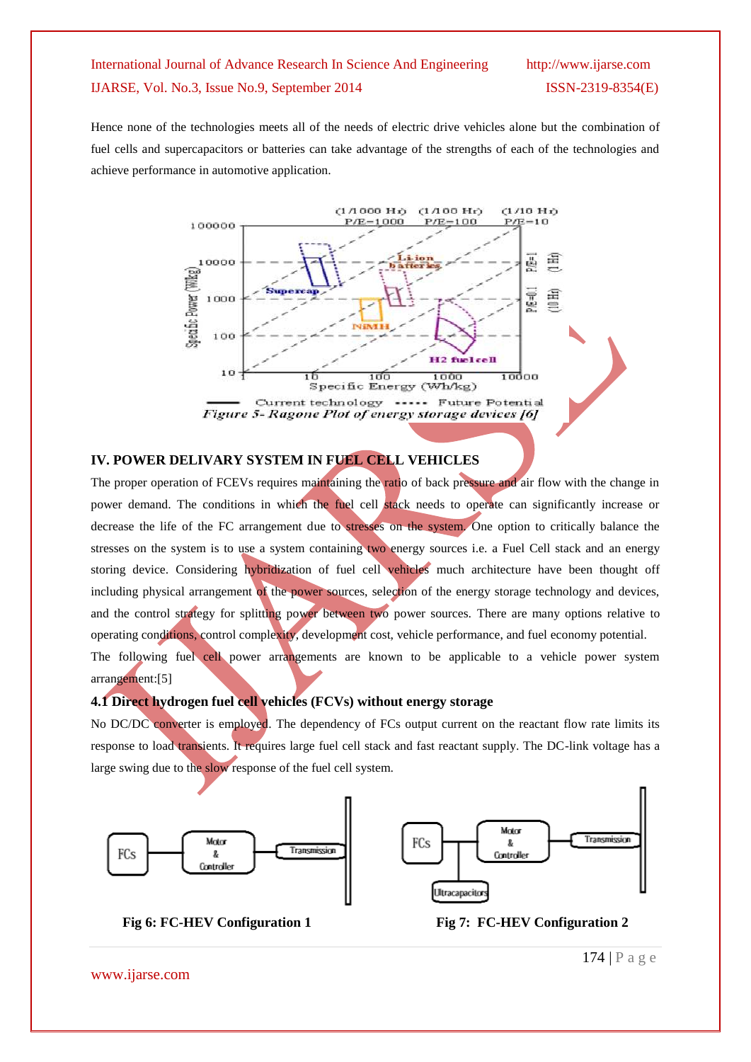Hence none of the technologies meets all of the needs of electric drive vehicles alone but the combination of fuel cells and supercapacitors or batteries can take advantage of the strengths of each of the technologies and achieve performance in automotive application.

*Figure 5- Ragone Plot of energy storage devices [6]*

## IV. POWER DELIVARY SYSTEM IN FUEL CELL VEHICLES

The proper operation of FCEVs requires maintaining the ratio of back pressure and air flow with the change in power demand. The conditions in which the fuel cell stack needs to operate can significantly increase or decrease the life of the FC arrangement due to stresses on the system. One option to critically balance the stresses on the system is to use a system containing two energy sources i.e. a Fuel Cell stack and an energy storing device. Considering hybridization of fuel cell vehicles much architecture have been thought off including physical arrangement of the power sources, selection of the energy storage technology and devices, and the control strategy for splitting power between two power sources. There are many options relative to operating conditions, control complexity, development cost, vehicle performance, and fuel economy potential.

The following fuel cell power arrangements are known to be applicable to a vehicle power system arrangement:[5]

### 4.1 Direct hydrogen fuel cell vehicles (FCVs) without energy storage

No DC/DC converter is employed. The dependency of FCs output current on the reactant flow rate limits its response to load transients. It requires large fuel cell stack and fast reactant supply. The DC-link voltage has a large swing due to the slow response of the fuel cell system.

**Fig 6: FC-HEV Configuration 1**

**Fig 7: FC-HEV Configuration 2**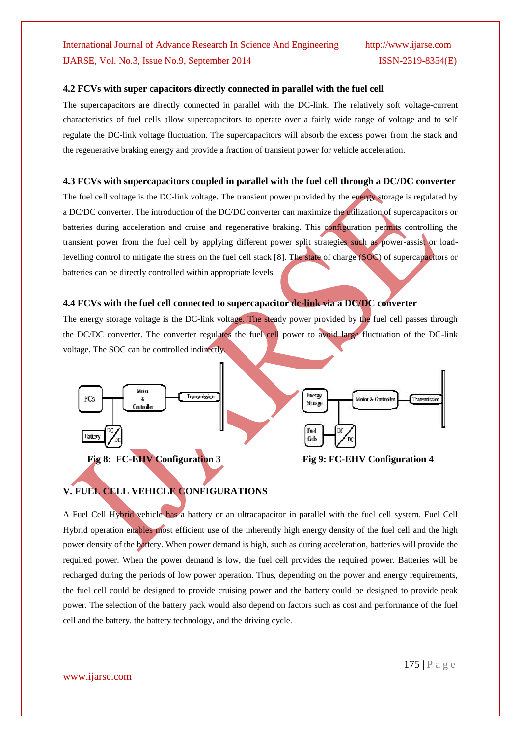### 4.2 FCVs with super capacitors directly connected in parallel with the fuel cell

The supercapacitors are directly connected in parallel with the DC-link. The relatively soft voltage-current characteristics of fuel cells allow supercapacitors to operate over a fairly wide range of voltage and to self regulate the DC-link voltage fluctuation. The supercapacitors will absorb the excess power from the stack and the regenerative braking energy and provide a fraction of transient power for vehicle acceleration.

### 4.3 FCVs with supercapacitors coupled in parallel with the fuel cell through a DC/DC converter

The fuel cell voltage is the DC-link voltage. The transient power provided by the energy storage is regulated by a DC/DC converter. The introduction of the DC/DC converter can maximize the utilization of supercapacitors or batteries during acceleration and cruise and regenerative braking. This configuration permits controlling the transient power from the fuel cell by applying different power split strategies such as power-assist or load-levelling control to mitigate the stress on the fuel cell stack [8]. The state of charge (SOC) of supercapacitors or batteries can be directly controlled within appropriate levels.

### 4.4 FCVs with the fuel cell connected to supercapacitor dc-link via a DC/DC converter

The energy storage voltage is the DC-link voltage. The steady power provided by the fuel cell passes through the DC/DC converter. The converter regulates the fuel cell power to avoid large fluctuation of the DC-link voltage. The SOC can be controlled indirectly.

**Fig 8: FC-EHV Configuration 3**

**Fig 9: FC-EHV Configuration 4**

## V. FUEL CELL VEHICLE CONFIGURATIONS

A Fuel Cell Hybrid vehicle has a battery or an ultracapacitor in parallel with the fuel cell system. Fuel Cell Hybrid operation enables most efficient use of the inherently high energy density of the fuel cell and the high power density of the battery. When power demand is high, such as during acceleration, batteries will provide the required power. When the power demand is low, the fuel cell provides the required power. Batteries will be recharged during the periods of low power operation. Thus, depending on the power and energy requirements, the fuel cell could be designed to provide cruising power and the battery could be designed to provide peak power. The selection of the battery pack would also depend on factors such as cost and performance of the fuel cell and the battery, the battery technology, and the driving cycle.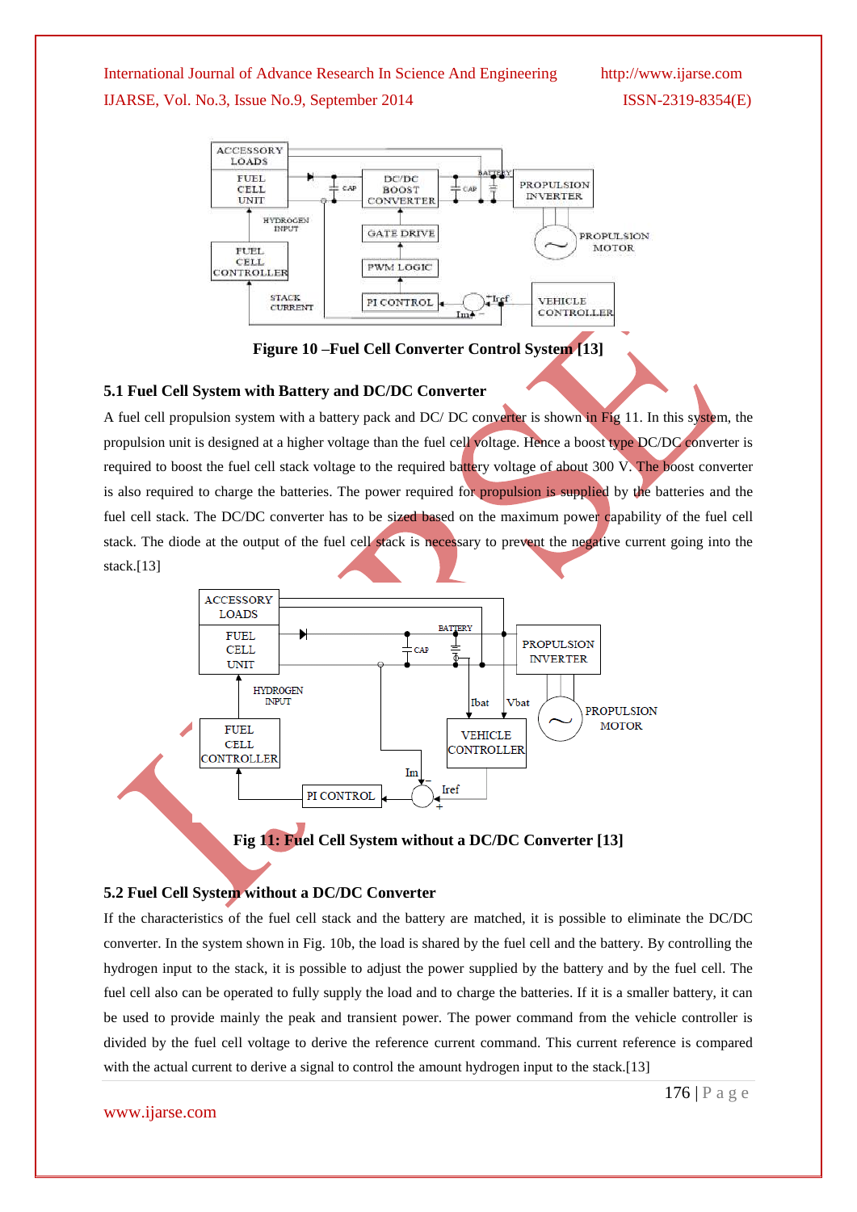Figure 10 –Fuel Cell Converter Control System [13]

### 5.1 Fuel Cell System with Battery and DC/DC Converter

A fuel cell propulsion system with a battery pack and DC/ DC converter is shown in Fig 11. In this system, the propulsion unit is designed at a higher voltage than the fuel cell voltage. Hence a boost type DC/DC converter is required to boost the fuel cell stack voltage to the required battery voltage of about 300 V. The boost converter is also required to charge the batteries. The power required for propulsion is supplied by the batteries and the fuel cell stack. The DC/DC converter has to be sized based on the maximum power capability of the fuel cell stack. The diode at the output of the fuel cell stack is necessary to prevent the negative current going into the stack.[13]

Fig 11: Fuel Cell System without a DC/DC Converter [13]

### 5.2 Fuel Cell System without a DC/DC Converter

If the characteristics of the fuel cell stack and the battery are matched, it is possible to eliminate the DC/DC converter. In the system shown in Fig. 10b, the load is shared by the fuel cell and the battery. By controlling the hydrogen input to the stack, it is possible to adjust the power supplied by the battery and by the fuel cell. The fuel cell also can be operated to fully supply the load and to charge the batteries. If it is a smaller battery, it can be used to provide mainly the peak and transient power. The power command from the vehicle controller is divided by the fuel cell voltage to derive the reference current command. This current reference is compared with the actual current to derive a signal to control the amount hydrogen input to the stack.[13]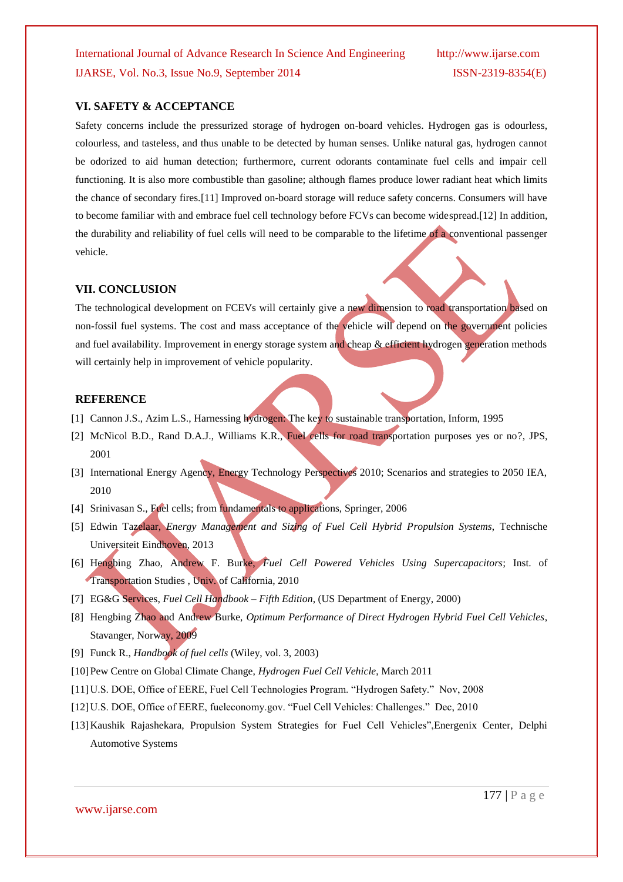## VI. SAFETY & ACCEPTANCE

Safety concerns include the pressurized storage of hydrogen on-board vehicles. Hydrogen gas is odourless, colourless, and tasteless, and thus unable to be detected by human senses. Unlike natural gas, hydrogen cannot be odorized to aid human detection; furthermore, current odorants contaminate fuel cells and impair cell functioning. It is also more combustible than gasoline; although flames produce lower radiant heat which limits the chance of secondary fires.[11] Improved on-board storage will reduce safety concerns. Consumers will have to become familiar with and embrace fuel cell technology before FCVs can become widespread.[12] In addition, the durability and reliability of fuel cells will need to be comparable to the lifetime of a conventional passenger vehicle.

## VII. CONCLUSION

The technological development on FCEVs will certainly give a new dimension to road transportation based on non-fossil fuel systems. The cost and mass acceptance of the vehicle will depend on the government policies and fuel availability. Improvement in energy storage system and cheap & efficient hydrogen generation methods will certainly help in improvement of vehicle popularity.

## REFERENCE

[1] Cannon J.S., Azim L.S., Harnessing hydrogen: The key to sustainable transportation, Inform, 1995

[2] McNicol B.D., Rand D.A.J., Williams K.R., Fuel cells for road transportation purposes yes or no?, JPS, 2001

[3] International Energy Agency, Energy Technology Perspectives 2010; Scenarios and strategies to 2050 IEA, 2010

[4] Srinivasan S., Fuel cells; from fundamentals to applications, Springer, 2006

[5] Edwin Tazelaar, *Energy Management and Sizing of Fuel Cell Hybrid Propulsion Systems*, Technische Universiteit Eindhoven, 2013

[6] Hengbing Zhao, Andrew F. Burke, *Fuel Cell Powered Vehicles Using Supercapacitors*; Inst. of Transportation Studies , Univ. of California, 2010

[7] EG&G Services, *Fuel Cell Handbook – Fifth Edition*, (US Department of Energy, 2000)

[8] Hengbing Zhao and Andrew Burke, *Optimum Performance of Direct Hydrogen Hybrid Fuel Cell Vehicles*, Stavanger, Norway, 2009

[9] Funck R., *Handbook of fuel cells* (Wiley, vol. 3, 2003)

[10] Pew Centre on Global Climate Change, *Hydrogen Fuel Cell Vehicle*, March 2011

[11] U.S. DOE, Office of EERE, Fuel Cell Technologies Program. "Hydrogen Safety." Nov, 2008

[12] U.S. DOE, Office of EERE, fueleconomy.gov. "Fuel Cell Vehicles: Challenges." Dec, 2010

[13] Kaushik Rajashekara, Propulsion System Strategies for Fuel Cell Vehicles",Energenix Center, Delphi Automotive Systems